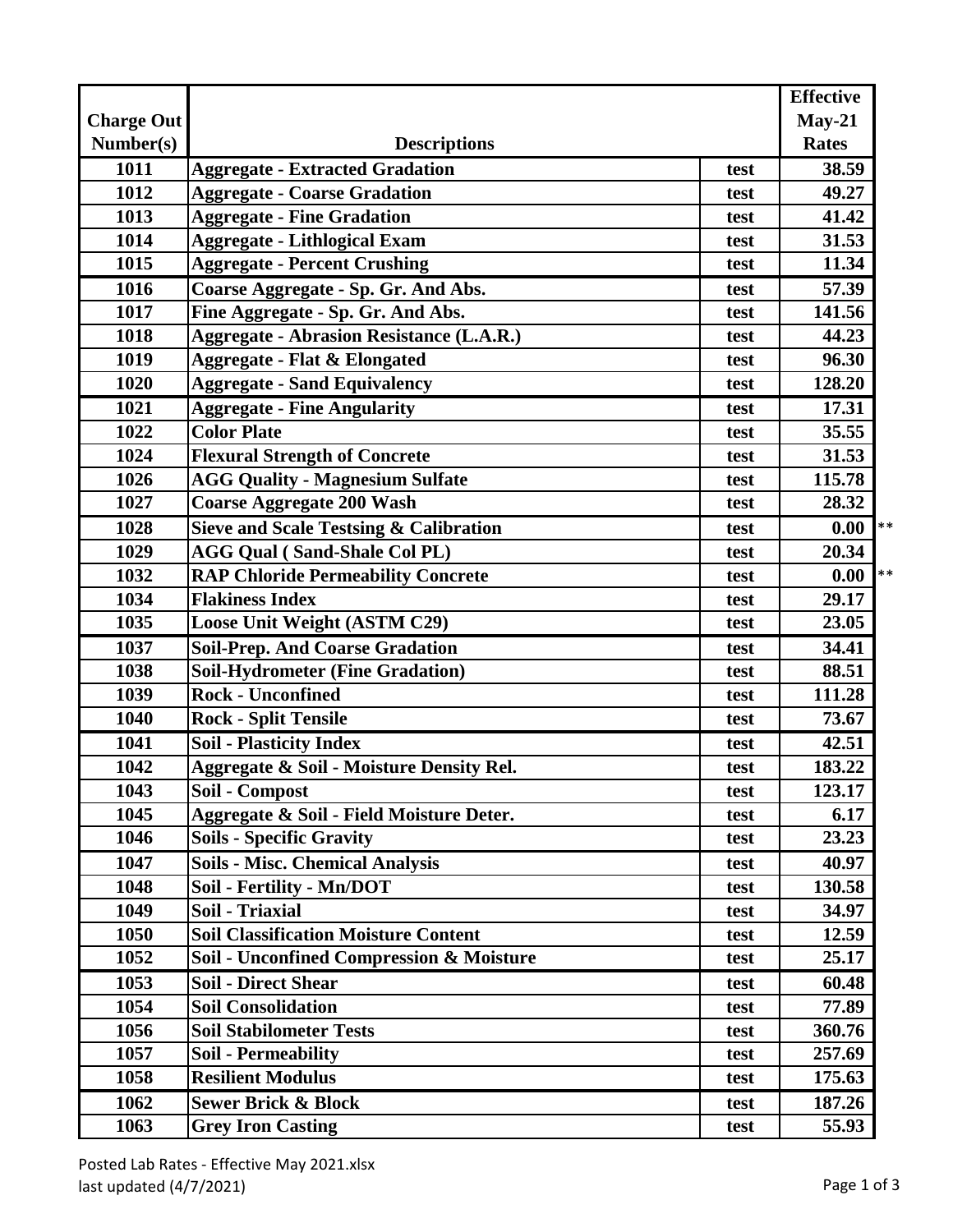| Charge Out Number(s) | Descriptions | | Effective May-21 Rates | |
|---|---|---|---|---|
| 1011 | Aggregate - Extracted Gradation | test | 38.59 | |
| 1012 | Aggregate - Coarse Gradation | test | 49.27 | |
| 1013 | Aggregate - Fine Gradation | test | 41.42 | |
| 1014 | Aggregate - Lithlogical Exam | test | 31.53 | |
| 1015 | Aggregate - Percent Crushing | test | 11.34 | |
| 1016 | Coarse Aggregate - Sp. Gr. And Abs. | test | 57.39 | |
| 1017 | Fine Aggregate - Sp. Gr. And Abs. | test | 141.56 | |
| 1018 | Aggregate - Abrasion Resistance (L.A.R.) | test | 44.23 | |
| 1019 | Aggregate - Flat & Elongated | test | 96.30 | |
| 1020 | Aggregate - Sand Equivalency | test | 128.20 | |
| 1021 | Aggregate - Fine Angularity | test | 17.31 | |
| 1022 | Color Plate | test | 35.55 | |
| 1024 | Flexural Strength of Concrete | test | 31.53 | |
| 1026 | AGG Quality - Magnesium Sulfate | test | 115.78 | |
| 1027 | Coarse Aggregate 200 Wash | test | 28.32 | |
| 1028 | Sieve and Scale Testsing & Calibration | test | 0.00 | ** |
| 1029 | AGG Qual ( Sand-Shale Col PL) | test | 20.34 | |
| 1032 | RAP Chloride Permeability Concrete | test | 0.00 | ** |
| 1034 | Flakiness Index | test | 29.17 | |
| 1035 | Loose Unit Weight (ASTM C29) | test | 23.05 | |
| 1037 | Soil-Prep. And Coarse Gradation | test | 34.41 | |
| 1038 | Soil-Hydrometer (Fine Gradation) | test | 88.51 | |
| 1039 | Rock - Unconfined | test | 111.28 | |
| 1040 | Rock - Split Tensile | test | 73.67 | |
| 1041 | Soil - Plasticity Index | test | 42.51 | |
| 1042 | Aggregate & Soil - Moisture Density Rel. | test | 183.22 | |
| 1043 | Soil - Compost | test | 123.17 | |
| 1045 | Aggregate & Soil - Field Moisture Deter. | test | 6.17 | |
| 1046 | Soils - Specific Gravity | test | 23.23 | |
| 1047 | Soils - Misc. Chemical Analysis | test | 40.97 | |
| 1048 | Soil - Fertility - Mn/DOT | test | 130.58 | |
| 1049 | Soil - Triaxial | test | 34.97 | |
| 1050 | Soil Classification Moisture Content | test | 12.59 | |
| 1052 | Soil - Unconfined Compression & Moisture | test | 25.17 | |
| 1053 | Soil - Direct Shear | test | 60.48 | |
| 1054 | Soil Consolidation | test | 77.89 | |
| 1056 | Soil Stabilometer Tests | test | 360.76 | |
| 1057 | Soil - Permeability | test | 257.69 | |
| 1058 | Resilient Modulus | test | 175.63 | |
| 1062 | Sewer Brick & Block | test | 187.26 | |
| 1063 | Grey Iron Casting | test | 55.93 | |

Posted Lab Rates - Effective May 2021.xlsx
last updated (4/7/2021)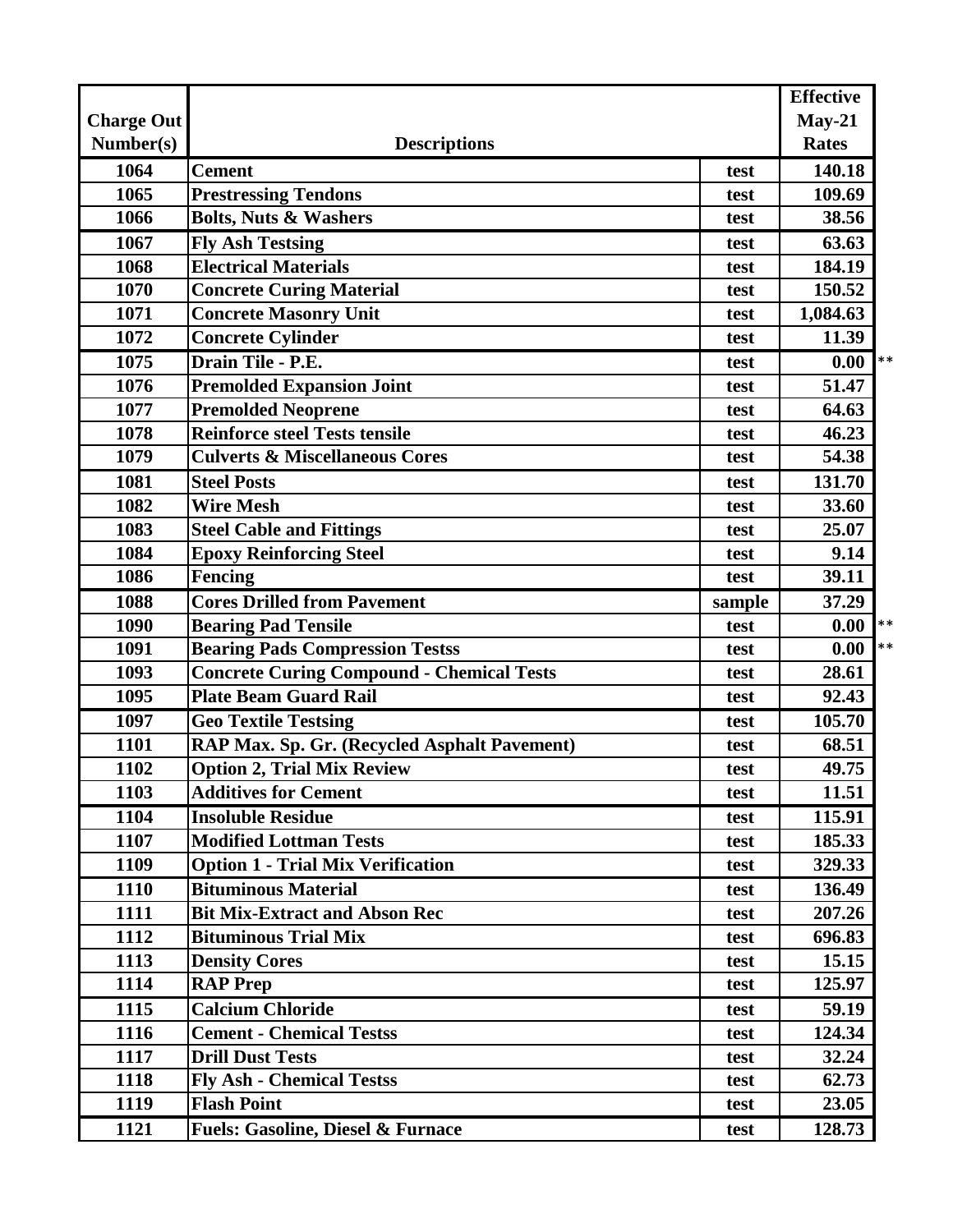| Charge Out Number(s) | Descriptions | | Effective May-21 Rates | |
|---|---|---|---|---|
| 1064 | **Cement** | test | 140.18 | |
| 1065 | **Prestressing Tendons** | test | 109.69 | |
| 1066 | **Bolts, Nuts & Washers** | test | 38.56 | |
| 1067 | **Fly Ash Testsing** | test | 63.63 | |
| 1068 | **Electrical Materials** | test | 184.19 | |
| 1070 | **Concrete Curing Material** | test | 150.52 | |
| 1071 | **Concrete Masonry Unit** | test | 1,084.63 | |
| 1072 | **Concrete Cylinder** | test | 11.39 | |
| 1075 | **Drain Tile - P.E.** | test | 0.00 | ** |
| 1076 | **Premolded Expansion Joint** | test | 51.47 | |
| 1077 | **Premolded Neoprene** | test | 64.63 | |
| 1078 | **Reinforce steel Tests tensile** | test | 46.23 | |
| 1079 | **Culverts & Miscellaneous Cores** | test | 54.38 | |
| 1081 | **Steel Posts** | test | 131.70 | |
| 1082 | **Wire Mesh** | test | 33.60 | |
| 1083 | **Steel Cable and Fittings** | test | 25.07 | |
| 1084 | **Epoxy Reinforcing Steel** | test | 9.14 | |
| 1086 | **Fencing** | test | 39.11 | |
| 1088 | **Cores Drilled from Pavement** | sample | 37.29 | |
| 1090 | **Bearing Pad Tensile** | test | 0.00 | ** |
| 1091 | **Bearing Pads Compression Testss** | test | 0.00 | ** |
| 1093 | **Concrete Curing Compound - Chemical Tests** | test | 28.61 | |
| 1095 | **Plate Beam Guard Rail** | test | 92.43 | |
| 1097 | **Geo Textile Testsing** | test | 105.70 | |
| 1101 | **RAP Max. Sp. Gr. (Recycled Asphalt Pavement)** | test | 68.51 | |
| 1102 | **Option 2, Trial Mix Review** | test | 49.75 | |
| 1103 | **Additives for Cement** | test | 11.51 | |
| 1104 | **Insoluble Residue** | test | 115.91 | |
| 1107 | **Modified Lottman Tests** | test | 185.33 | |
| 1109 | **Option 1 - Trial Mix Verification** | test | 329.33 | |
| 1110 | **Bituminous Material** | test | 136.49 | |
| 1111 | **Bit Mix-Extract and Abson Rec** | test | 207.26 | |
| 1112 | **Bituminous Trial Mix** | test | 696.83 | |
| 1113 | **Density Cores** | test | 15.15 | |
| 1114 | **RAP Prep** | test | 125.97 | |
| 1115 | **Calcium Chloride** | test | 59.19 | |
| 1116 | **Cement - Chemical Testss** | test | 124.34 | |
| 1117 | **Drill Dust Tests** | test | 32.24 | |
| 1118 | **Fly Ash - Chemical Testss** | test | 62.73 | |
| 1119 | **Flash Point** | test | 23.05 | |
| 1121 | **Fuels: Gasoline, Diesel & Furnace** | test | 128.73 | |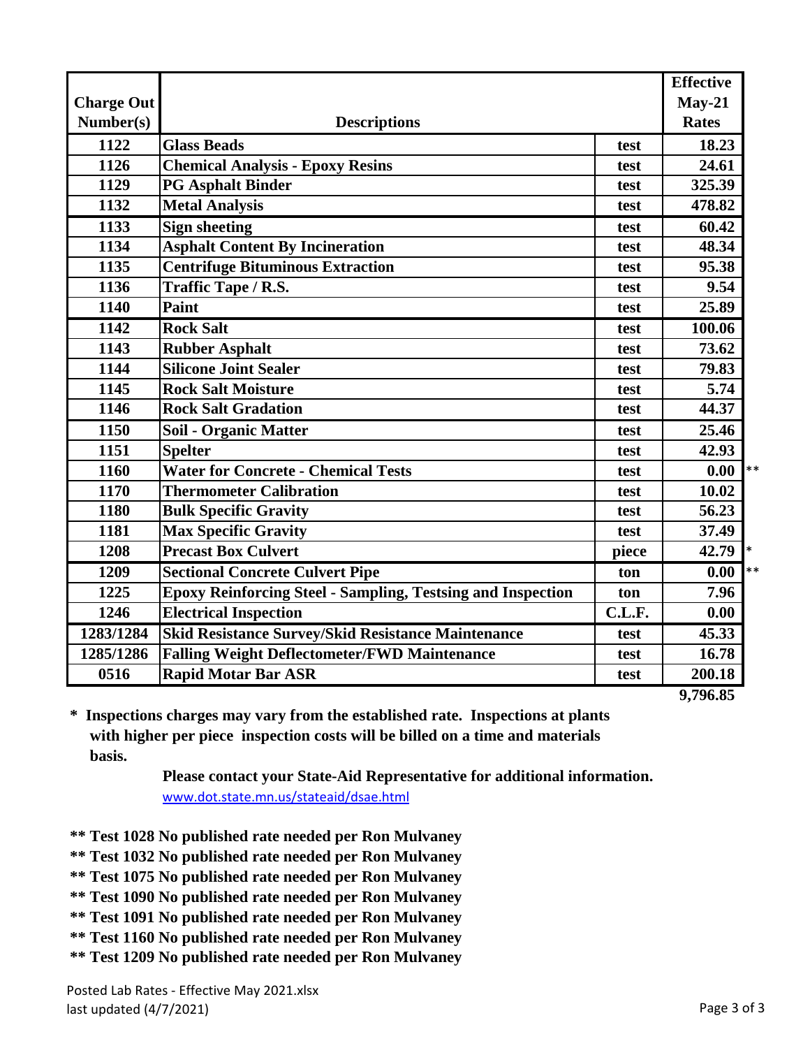| Charge Out Number(s) | Descriptions | | Effective May-21 Rates | |
|---|---|---|---|---|
| 1122 | Glass Beads | test | 18.23 | |
| 1126 | Chemical Analysis - Epoxy Resins | test | 24.61 | |
| 1129 | PG Asphalt Binder | test | 325.39 | |
| 1132 | Metal Analysis | test | 478.82 | |
| 1133 | Sign sheeting | test | 60.42 | |
| 1134 | Asphalt Content By Incineration | test | 48.34 | |
| 1135 | Centrifuge Bituminous Extraction | test | 95.38 | |
| 1136 | Traffic Tape / R.S. | test | 9.54 | |
| 1140 | Paint | test | 25.89 | |
| 1142 | Rock Salt | test | 100.06 | |
| 1143 | Rubber Asphalt | test | 73.62 | |
| 1144 | Silicone Joint Sealer | test | 79.83 | |
| 1145 | Rock Salt Moisture | test | 5.74 | |
| 1146 | Rock Salt Gradation | test | 44.37 | |
| 1150 | Soil - Organic Matter | test | 25.46 | |
| 1151 | Spelter | test | 42.93 | |
| 1160 | Water for Concrete - Chemical Tests | test | 0.00 | ** |
| 1170 | Thermometer Calibration | test | 10.02 | |
| 1180 | Bulk Specific Gravity | test | 56.23 | |
| 1181 | Max Specific Gravity | test | 37.49 | |
| 1208 | Precast Box Culvert | piece | 42.79 | * |
| 1209 | Sectional Concrete Culvert Pipe | ton | 0.00 | ** |
| 1225 | Epoxy Reinforcing Steel - Sampling, Testsing and Inspection | ton | 7.96 | |
| 1246 | Electrical Inspection | C.L.F. | 0.00 | |
| 1283/1284 | Skid Resistance Survey/Skid Resistance Maintenance | test | 45.33 | |
| 1285/1286 | Falling Weight Deflectometer/FWD Maintenance | test | 16.78 | |
| 0516 | Rapid Motar Bar ASR | test | 200.18 | |
| | | | 9,796.85 | |

**\* Inspections charges may vary from the established rate. Inspections at plants with higher per piece inspection costs will be billed on a time and materials basis.**

**Please contact your State-Aid Representative for additional information.**
www.dot.state.mn.us/stateaid/dsae.html

**\*\* Test 1028 No published rate needed per Ron Mulvaney**
**\*\* Test 1032 No published rate needed per Ron Mulvaney**
**\*\* Test 1075 No published rate needed per Ron Mulvaney**
**\*\* Test 1090 No published rate needed per Ron Mulvaney**
**\*\* Test 1091 No published rate needed per Ron Mulvaney**
**\*\* Test 1160 No published rate needed per Ron Mulvaney**
**\*\* Test 1209 No published rate needed per Ron Mulvaney**

Posted Lab Rates - Effective May 2021.xlsx
last updated (4/7/2021)